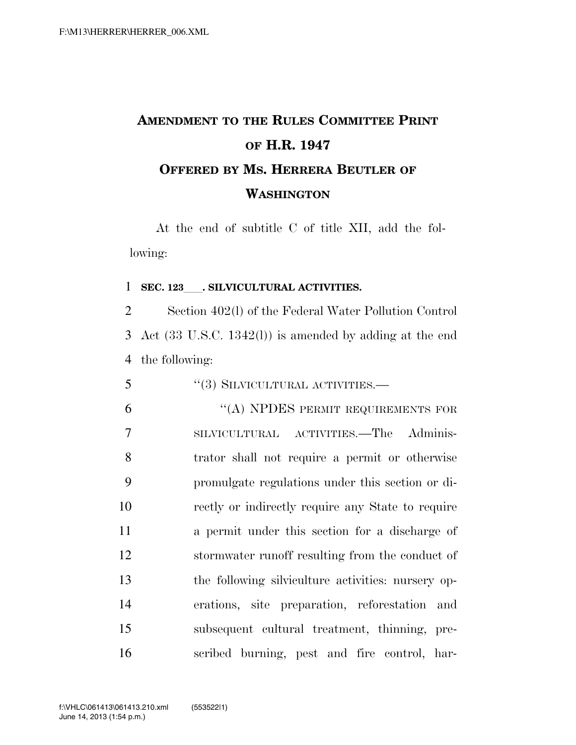# Amendment to the Rules Committee Print of H.R. 1947

## Offered by Ms. Herrera Beutler of Washington

At the end of subtitle C of title XII, add the following:

**SEC. 123___. SILVICULTURAL ACTIVITIES.**

Section 402(l) of the Federal Water Pollution Control Act (33 U.S.C. 1342(l)) is amended by adding at the end the following:

"(3) SILVICULTURAL ACTIVITIES.—

"(A) NPDES PERMIT REQUIREMENTS FOR SILVICULTURAL ACTIVITIES.—The Administrator shall not require a permit or otherwise promulgate regulations under this section or directly or indirectly require any State to require a permit under this section for a discharge of stormwater runoff resulting from the conduct of the following silviculture activities: nursery operations, site preparation, reforestation and subsequent cultural treatment, thinning, prescribed burning, pest and fire control, har-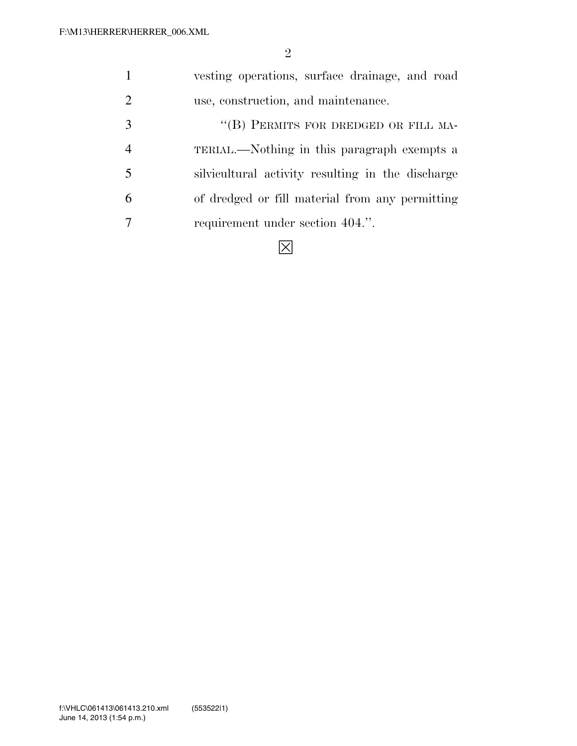vesting operations, surface drainage, and road use, construction, and maintenance.

"(B) PERMITS FOR DREDGED OR FILL MATERIAL.—Nothing in this paragraph exempts a silvicultural activity resulting in the discharge of dredged or fill material from any permitting requirement under section 404.".